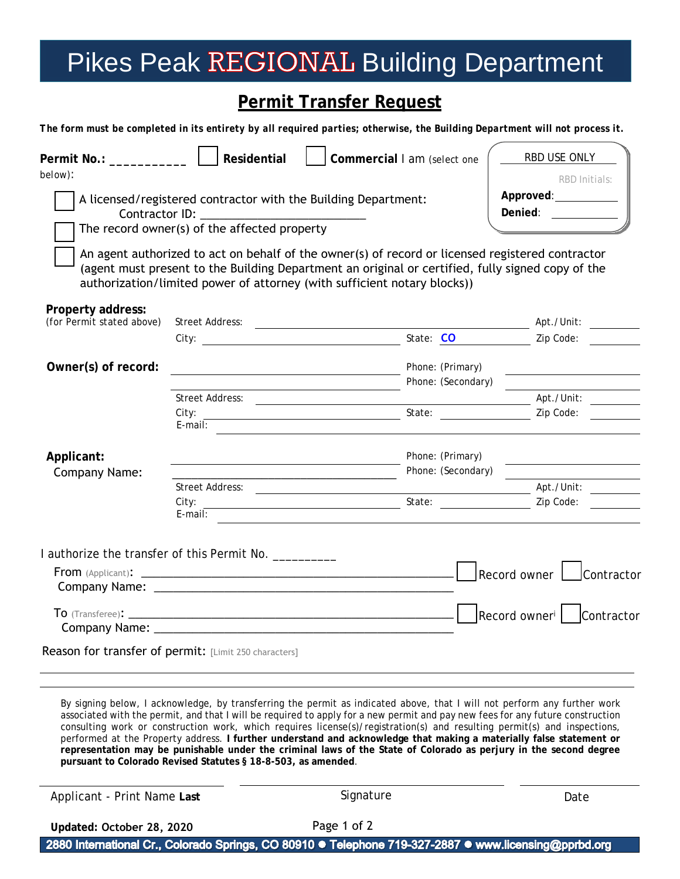# Pikes Peak REGIONAL Building Department

## Permit Transfer Request

***The form must be completed in its entirety by all required parties; otherwise, the Building Department will not process it.***

**Permit No.:** ___________ ☐ **Residential** ☐ **Commercial** I am (select one below):

| RBD USE ONLY |
|---|
| RBD Initials: |
| **Approved**: ________ |
| **Denied**: ________ |

☐ A licensed/registered contractor with the Building Department:
Contractor ID: ________________________

☐ The record owner(s) of the affected property

☐ An agent authorized to act on behalf of the owner(s) of record or licensed registered contractor (agent must present to the Building Department an original or certified, fully signed copy of the authorization/limited power of attorney (with sufficient notary blocks))

**Property address:**
(for Permit stated above)

Street Address: ________________ Apt./Unit: ________
City: ________________ State: CO Zip Code: ________

**Owner(s) of record:** ________________ Phone: (Primary) ________________
________________ Phone: (Secondary) ________________
Street Address: ________________ Apt./Unit: ________
City: ________________ State: ________ Zip Code: ________
E-mail: ________________

**Applicant:** ________________ Phone: (Primary) ________________
Company Name: ________________ Phone: (Secondary) ________________
Street Address: ________________ Apt./Unit: ________
City: ________________ State: ________ Zip Code: ________
E-mail: ________________

I authorize the transfer of this Permit No. __________

From (Applicant): ________________________ ☐ Record owner ☐ Contractor
Company Name: ________________________

To (Transferee): ________________________ ☐ Record owner[i] ☐ Contractor
Company Name: ________________________

Reason for transfer of permit: [Limit 250 characters]

________________________________________________

________________________________________________

By signing below, I acknowledge, by transferring the permit as indicated above, that I will not perform any further work associated with the permit, and that I will be required to apply for a new permit and pay new fees for any future construction consulting work or construction work, which requires license(s)/registration(s) and resulting permit(s) and inspections, performed at the Property address. **I further understand and acknowledge that making a materially false statement or representation may be punishable under the criminal laws of the State of Colorado as perjury in the second degree pursuant to Colorado Revised Statutes § 18-8-503, as amended**.

________________ ________________ ________________
Applicant - Print Name **Last** Signature Date

**Updated: October 28, 2020**

2880 International Cr., Colorado Springs, CO 80910 ● Telephone 719-327-2887 ● www.licensing@pprbd.org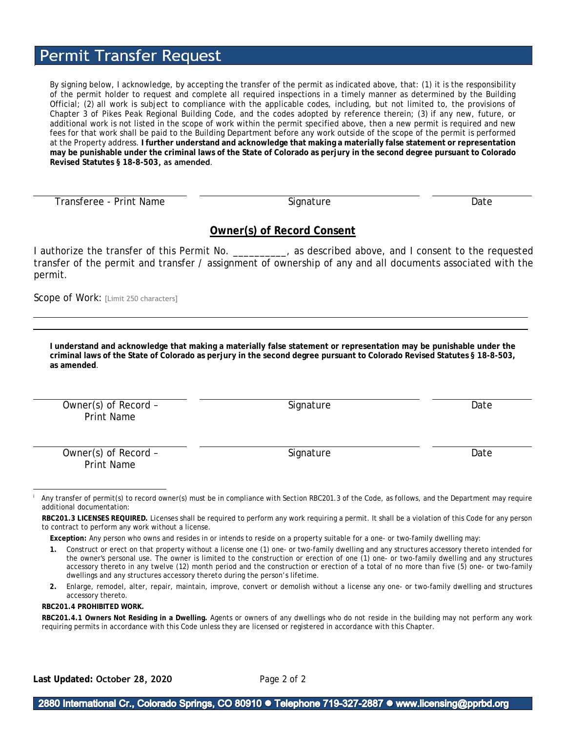# Permit Transfer Request

By signing below, I acknowledge, by accepting the transfer of the permit as indicated above, that: (1) it is the responsibility of the permit holder to request and complete all required inspections in a timely manner as determined by the Building Official; (2) all work is subject to compliance with the applicable codes, including, but not limited to, the provisions of Chapter 3 of Pikes Peak Regional Building Code, and the codes adopted by reference therein; (3) if any new, future, or additional work is not listed in the scope of work within the permit specified above, then a new permit is required and new fees for that work shall be paid to the Building Department before any work outside of the scope of the permit is performed at the Property address. **I further understand and acknowledge that making a materially false statement or representation may be punishable under the criminal laws of the State of Colorado as perjury in the second degree pursuant to Colorado Revised Statutes § 18-8-503, as amended**.

| Transferee - Print Name | Signature | Date |
|---|---|---|
| | | |

## Owner(s) of Record Consent

I authorize the transfer of this Permit No. __________, as described above, and I consent to the requested transfer of the permit and transfer / assignment of ownership of any and all documents associated with the permit.

Scope of Work: [Limit 250 characters]

______________________________________________________________________

______________________________________________________________________

**I understand and acknowledge that making a materially false statement or representation may be punishable under the criminal laws of the State of Colorado as perjury in the second degree pursuant to Colorado Revised Statutes § 18-8-503, as amended**.

| Owner(s) of Record – Print Name | Signature | Date |
|---|---|---|
| | | |

| Owner(s) of Record – Print Name | Signature | Date |
|---|---|---|
| | | |

---

[i] Any transfer of permit(s) to record owner(s) must be in compliance with Section RBC201.3 of the Code, as follows, and the Department may require additional documentation:

**RBC201.3 LICENSES REQUIRED.** Licenses shall be required to perform any work requiring a permit. It shall be a violation of this Code for any person to contract to perform any work without a license.

**Exception:** Any person who owns and resides in or intends to reside on a property suitable for a one- or two-family dwelling may:

1. Construct or erect on that property without a license one (1) one- or two-family dwelling and any structures accessory thereto intended for the owner's personal use. The owner is limited to the construction or erection of one (1) one- or two-family dwelling and any structures accessory thereto in any twelve (12) month period and the construction or erection of a total of no more than five (5) one- or two-family dwellings and any structures accessory thereto during the person's lifetime.
2. Enlarge, remodel, alter, repair, maintain, improve, convert or demolish without a license any one- or two-family dwelling and structures accessory thereto.

**RBC201.4 PROHIBITED WORK.**

**RBC201.4.1 Owners Not Residing in a Dwelling.** Agents or owners of any dwellings who do not reside in the building may not perform any work requiring permits in accordance with this Code unless they are licensed or registered in accordance with this Chapter.

**Last Updated:** October 28, 2020